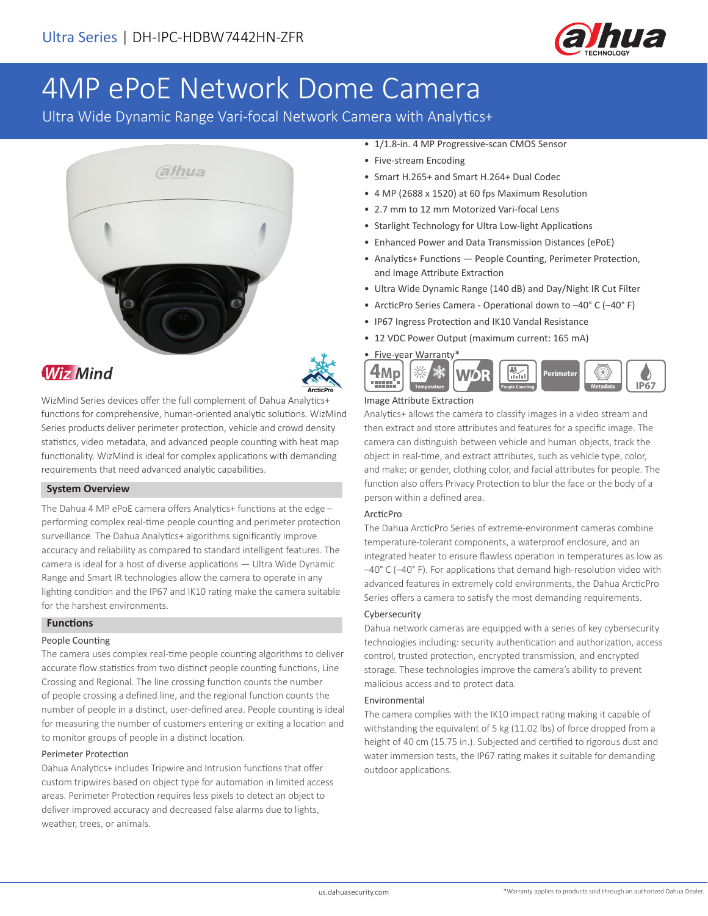Ultra Series | DH-IPC-HDBW7442HN-ZFR

# 4MP ePoE Network Dome Camera

Ultra Wide Dynamic Range Vari-focal Network Camera with Analytics+

- 1/1.8-in. 4 MP Progressive-scan CMOS Sensor
- Five-stream Encoding
- Smart H.265+ and Smart H.264+ Dual Codec
- 4 MP (2688 x 1520) at 60 fps Maximum Resolution
- 2.7 mm to 12 mm Motorized Vari-focal Lens
- Starlight Technology for Ultra Low-light Applications
- Enhanced Power and Data Transmission Distances (ePoE)
- Analytics+ Functions — People Counting, Perimeter Protection, and Image Attribute Extraction
- Ultra Wide Dynamic Range (140 dB) and Day/Night IR Cut Filter
- ArcticPro Series Camera - Operational down to –40° C (–40° F)
- IP67 Ingress Protection and IK10 Vandal Resistance
- 12 VDC Power Output (maximum current: 165 mA)
- Five-year Warranty*

WizMind

WizMind Series devices offer the full complement of Dahua Analytics+ functions for comprehensive, human-oriented analytic solutions. WizMind Series products deliver perimeter protection, vehicle and crowd density statistics, video metadata, and advanced people counting with heat map functionality. WizMind is ideal for complex applications with demanding requirements that need advanced analytic capabilities.

## System Overview

The Dahua 4 MP ePoE camera offers Analytics+ functions at the edge – performing complex real-time people counting and perimeter protection surveillance. The Dahua Analytics+ algorithms significantly improve accuracy and reliability as compared to standard intelligent features. The camera is ideal for a host of diverse applications — Ultra Wide Dynamic Range and Smart IR technologies allow the camera to operate in any lighting condition and the IP67 and IK10 rating make the camera suitable for the harshest environments.

## Functions

### People Counting

The camera uses complex real-time people counting algorithms to deliver accurate flow statistics from two distinct people counting functions, Line Crossing and Regional. The line crossing function counts the number of people crossing a defined line, and the regional function counts the number of people in a distinct, user-defined area. People counting is ideal for measuring the number of customers entering or exiting a location and to monitor groups of people in a distinct location.

### Perimeter Protection

Dahua Analytics+ includes Tripwire and Intrusion functions that offer custom tripwires based on object type for automation in limited access areas. Perimeter Protection requires less pixels to detect an object to deliver improved accuracy and decreased false alarms due to lights, weather, trees, or animals.

### Image Attribute Extraction

Analytics+ allows the camera to classify images in a video stream and then extract and store attributes and features for a specific image. The camera can distinguish between vehicle and human objects, track the object in real-time, and extract attributes, such as vehicle type, color, and make; or gender, clothing color, and facial attributes for people. The function also offers Privacy Protection to blur the face or the body of a person within a defined area.

### ArcticPro

The Dahua ArcticPro Series of extreme-environment cameras combine temperature-tolerant components, a waterproof enclosure, and an integrated heater to ensure flawless operation in temperatures as low as –40° C (–40° F). For applications that demand high-resolution video with advanced features in extremely cold environments, the Dahua ArcticPro Series offers a camera to satisfy the most demanding requirements.

### Cybersecurity

Dahua network cameras are equipped with a series of key cybersecurity technologies including: security authentication and authorization, access control, trusted protection, encrypted transmission, and encrypted storage. These technologies improve the camera's ability to prevent malicious access and to protect data.

### Environmental

The camera complies with the IK10 impact rating making it capable of withstanding the equivalent of 5 kg (11.02 lbs) of force dropped from a height of 40 cm (15.75 in.). Subjected and certified to rigorous dust and water immersion tests, the IP67 rating makes it suitable for demanding outdoor applications.

*Warranty applies to products sold through an authorized Dahua Dealer.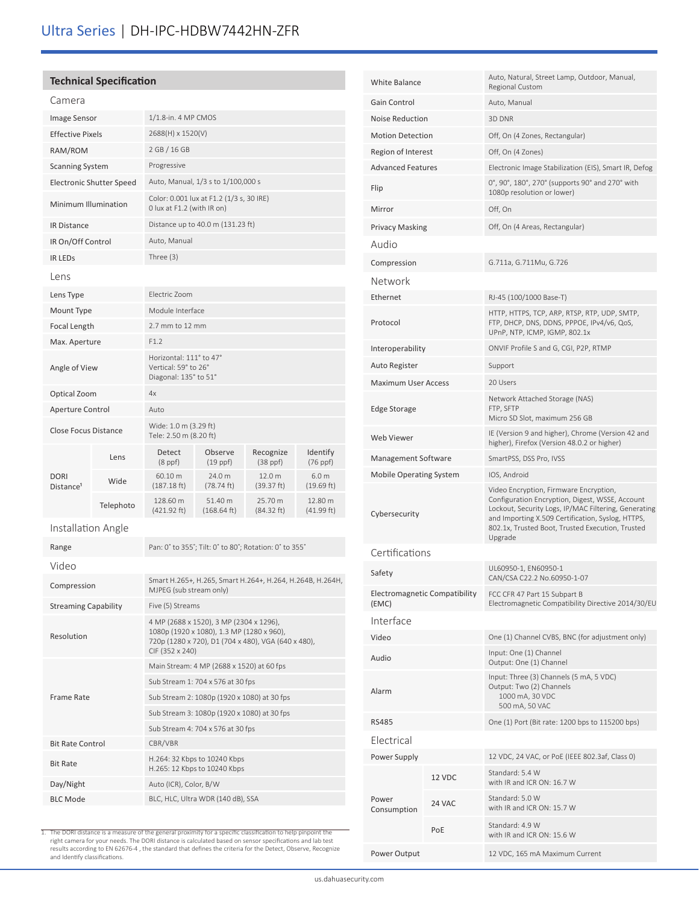# Ultra Series | DH-IPC-HDBW7442HN-ZFR

## Technical Specification

### Camera

| | |
|---|---|
| Image Sensor | 1/1.8-in. 4 MP CMOS |
| Effective Pixels | 2688(H) x 1520(V) |
| RAM/ROM | 2 GB / 16 GB |
| Scanning System | Progressive |
| Electronic Shutter Speed | Auto, Manual, 1/3 s to 1/100,000 s |
| Minimum Illumination | Color: 0.001 lux at F1.2 (1/3 s, 30 IRE)<br>0 lux at F1.2 (with IR on) |
| IR Distance | Distance up to 40.0 m (131.23 ft) |
| IR On/Off Control | Auto, Manual |
| IR LEDs | Three (3) |

### Lens

| | |
|---|---|
| Lens Type | Electric Zoom |
| Mount Type | Module Interface |
| Focal Length | 2.7 mm to 12 mm |
| Max. Aperture | F1.2 |
| Angle of View | Horizontal: 111° to 47°<br>Vertical: 59° to 26°<br>Diagonal: 135° to 51° |
| Optical Zoom | 4x |
| Aperture Control | Auto |
| Close Focus Distance | Wide: 1.0 m (3.29 ft)<br>Tele: 2.50 m (8.20 ft) |

| | Lens | Detect (8 ppf) | Observe (19 ppf) | Recognize (38 ppf) | Identify (76 ppf) |
|---|---|---|---|---|---|
| DORI Distance[1] | Wide | 60.10 m (187.18 ft) | 24.0 m (78.74 ft) | 12.0 m (39.37 ft) | 6.0 m (19.69 ft) |
| | Telephoto | 128.60 m (421.92 ft) | 51.40 m (168.64 ft) | 25.70 m (84.32 ft) | 12.80 m (41.99 ft) |

### Installation Angle

| | |
|---|---|
| Range | Pan: 0° to 355°; Tilt: 0° to 80°; Rotation: 0° to 355° |

### Video

| | |
|---|---|
| Compression | Smart H.265+, H.265, Smart H.264+, H.264, H.264B, H.264H, MJPEG (sub stream only) |
| Streaming Capability | Five (5) Streams |
| Resolution | 4 MP (2688 x 1520), 3 MP (2304 x 1296), 1080p (1920 x 1080), 1.3 MP (1280 x 960), 720p (1280 x 720), D1 (704 x 480), VGA (640 x 480), CIF (352 x 240) |
| Frame Rate | Main Stream: 4 MP (2688 x 1520) at 60 fps |
| | Sub Stream 1: 704 x 576 at 30 fps |
| | Sub Stream 2: 1080p (1920 x 1080) at 30 fps |
| | Sub Stream 3: 1080p (1920 x 1080) at 30 fps |
| | Sub Stream 4: 704 x 576 at 30 fps |
| Bit Rate Control | CBR/VBR |
| Bit Rate | H.264: 32 Kbps to 10240 Kbps<br>H.265: 12 Kbps to 10240 Kbps |
| Day/Night | Auto (ICR), Color, B/W |
| BLC Mode | BLC, HLC, Ultra WDR (140 dB), SSA |
| White Balance | Auto, Natural, Street Lamp, Outdoor, Manual, Regional Custom |
| Gain Control | Auto, Manual |
| Noise Reduction | 3D DNR |
| Motion Detection | Off, On (4 Zones, Rectangular) |
| Region of Interest | Off, On (4 Zones) |
| Advanced Features | Electronic Image Stabilization (EIS), Smart IR, Defog |
| Flip | 0°, 90°, 180°, 270° (supports 90° and 270° with 1080p resolution or lower) |
| Mirror | Off, On |
| Privacy Masking | Off, On (4 Areas, Rectangular) |

### Audio

| | |
|---|---|
| Compression | G.711a, G.711Mu, G.726 |

### Network

| | |
|---|---|
| Ethernet | RJ-45 (100/1000 Base-T) |
| Protocol | HTTP, HTTPS, TCP, ARP, RTSP, RTP, UDP, SMTP, FTP, DHCP, DNS, DDNS, PPPOE, IPv4/v6, QoS, UPnP, NTP, ICMP, IGMP, 802.1x |
| Interoperability | ONVIF Profile S and G, CGI, P2P, RTMP |
| Auto Register | Support |
| Maximum User Access | 20 Users |
| Edge Storage | Network Attached Storage (NAS)<br>FTP, SFTP<br>Micro SD Slot, maximum 256 GB |
| Web Viewer | IE (Version 9 and higher), Chrome (Version 42 and higher), Firefox (Version 48.0.2 or higher) |
| Management Software | SmartPSS, DSS Pro, IVSS |
| Mobile Operating System | IOS, Android |
| Cybersecurity | Video Encryption, Firmware Encryption, Configuration Encryption, Digest, WSSE, Account Lockout, Security Logs, IP/MAC Filtering, Generating and Importing X.509 Certification, Syslog, HTTPS, 802.1x, Trusted Boot, Trusted Execution, Trusted Upgrade |

### Certifications

| | |
|---|---|
| Safety | UL60950-1, EN60950-1<br>CAN/CSA C22.2 No.60950-1-07 |
| Electromagnetic Compatibility (EMC) | FCC CFR 47 Part 15 Subpart B<br>Electromagnetic Compatibility Directive 2014/30/EU |

### Interface

| | |
|---|---|
| Video | One (1) Channel CVBS, BNC (for adjustment only) |
| Audio | Input: One (1) Channel<br>Output: One (1) Channel |
| Alarm | Input: Three (3) Channels (5 mA, 5 VDC)<br>Output: Two (2) Channels<br>1000 mA, 30 VDC<br>500 mA, 50 VAC |
| RS485 | One (1) Port (Bit rate: 1200 bps to 115200 bps) |

### Electrical

| | | |
|---|---|---|
| Power Supply | | 12 VDC, 24 VAC, or PoE (IEEE 802.3af, Class 0) |
| Power Consumption | 12 VDC | Standard: 5.4 W<br>with IR and ICR ON: 16.7 W |
| | 24 VAC | Standard: 5.0 W<br>with IR and ICR ON: 15.7 W |
| | PoE | Standard: 4.9 W<br>with IR and ICR ON: 15.6 W |
| Power Output | | 12 VDC, 165 mA Maximum Current |

1. The DORI distance is a measure of the general proximity for a specific classification to help pinpoint the right camera for your needs. The DORI distance is calculated based on sensor specifications and lab test results according to EN 62676-4 , the standard that defines the criteria for the Detect, Observe, Recognize and Identify classifications.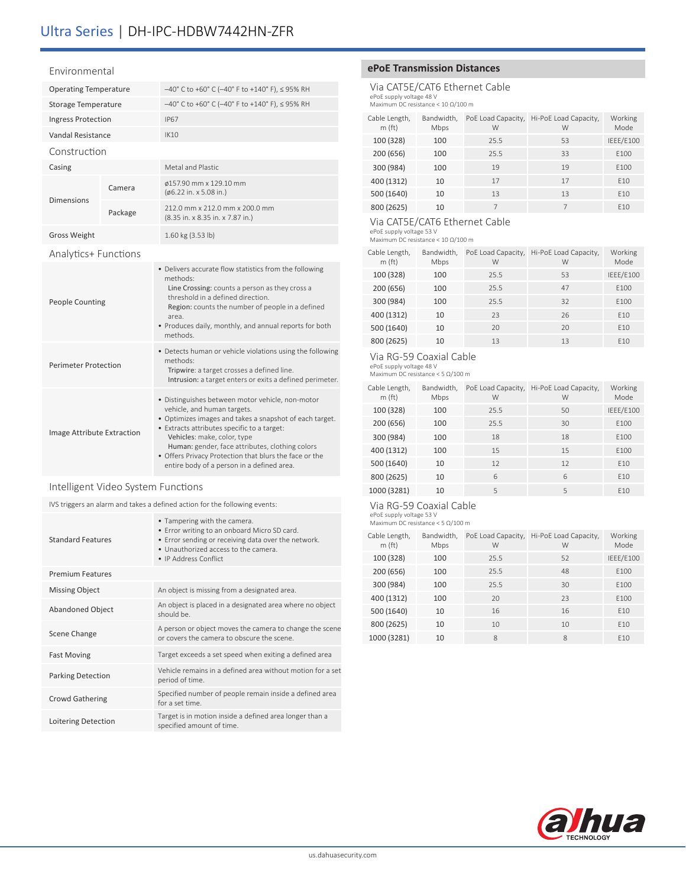# Ultra Series | DH-IPC-HDBW7442HN-ZFR

## Environmental

| | |
|---|---|
| Operating Temperature | –40° C to +60° C (–40° F to +140° F), ≤ 95% RH |
| Storage Temperature | –40° C to +60° C (–40° F to +140° F), ≤ 95% RH |
| Ingress Protection | IP67 |
| Vandal Resistance | IK10 |

## Construction

| | | |
|---|---|---|
| Casing | | Metal and Plastic |
| Dimensions | Camera | ø157.90 mm x 129.10 mm (ø6.22 in. x 5.08 in.) |
| | Package | 212.0 mm x 212.0 mm x 200.0 mm (8.35 in. x 8.35 in. x 7.87 in.) |
| Gross Weight | | 1.60 kg (3.53 lb) |

## Analytics+ Functions

| | |
|---|---|
| People Counting | • Delivers accurate flow statistics from the following methods:<br>**Line Crossing:** counts a person as they cross a threshold in a defined direction.<br>**Region:** counts the number of people in a defined area.<br>• Produces daily, monthly, and annual reports for both methods. |
| Perimeter Protection | • Detects human or vehicle violations using the following methods:<br>**Tripwire:** a target crosses a defined line.<br>**Intrusion:** a target enters or exits a defined perimeter. |
| Image Attribute Extraction | • Distinguishes between motor vehicle, non-motor vehicle, and human targets.<br>• Optimizes images and takes a snapshot of each target.<br>• Extracts attributes specific to a target:<br>**Vehicles:** make, color, type<br>**Human:** gender, face attributes, clothing colors<br>• Offers Privacy Protection that blurs the face or the entire body of a person in a defined area. |

## Intelligent Video System Functions

IVS triggers an alarm and takes a defined action for the following events:

| | |
|---|---|
| Standard Features | • Tampering with the camera.<br>• Error writing to an onboard Micro SD card.<br>• Error sending or receiving data over the network.<br>• Unauthorized access to the camera.<br>• IP Address Conflict |
| Premium Features | |
| Missing Object | An object is missing from a designated area. |
| Abandoned Object | An object is placed in a designated area where no object should be. |
| Scene Change | A person or object moves the camera to change the scene or covers the camera to obscure the scene. |
| Fast Moving | Target exceeds a set speed when exiting a defined area |
| Parking Detection | Vehicle remains in a defined area without motion for a set period of time. |
| Crowd Gathering | Specified number of people remain inside a defined area for a set time. |
| Loitering Detection | Target is in motion inside a defined area longer than a specified amount of time. |

## ePoE Transmission Distances

### Via CAT5E/CAT6 Ethernet Cable

ePoE supply voltage 48 V
Maximum DC resistance < 10 Ω/100 m

| Cable Length, m (ft) | Bandwidth, Mbps | PoE Load Capacity, W | Hi-PoE Load Capacity, W | Working Mode |
|---|---|---|---|---|
| 100 (328) | 100 | 25.5 | 53 | IEEE/E100 |
| 200 (656) | 100 | 25.5 | 33 | E100 |
| 300 (984) | 100 | 19 | 19 | E100 |
| 400 (1312) | 10 | 17 | 17 | E10 |
| 500 (1640) | 10 | 13 | 13 | E10 |
| 800 (2625) | 10 | 7 | 7 | E10 |

### Via CAT5E/CAT6 Ethernet Cable

ePoE supply voltage 53 V
Maximum DC resistance < 10 Ω/100 m

| Cable Length, m (ft) | Bandwidth, Mbps | PoE Load Capacity, W | Hi-PoE Load Capacity, W | Working Mode |
|---|---|---|---|---|
| 100 (328) | 100 | 25.5 | 53 | IEEE/E100 |
| 200 (656) | 100 | 25.5 | 47 | E100 |
| 300 (984) | 100 | 25.5 | 32 | E100 |
| 400 (1312) | 10 | 23 | 26 | E10 |
| 500 (1640) | 10 | 20 | 20 | E10 |
| 800 (2625) | 10 | 13 | 13 | E10 |

### Via RG-59 Coaxial Cable

ePoE supply voltage 48 V
Maximum DC resistance < 5 Ω/100 m

| Cable Length, m (ft) | Bandwidth, Mbps | PoE Load Capacity, W | Hi-PoE Load Capacity, W | Working Mode |
|---|---|---|---|---|
| 100 (328) | 100 | 25.5 | 50 | IEEE/E100 |
| 200 (656) | 100 | 25.5 | 30 | E100 |
| 300 (984) | 100 | 18 | 18 | E100 |
| 400 (1312) | 100 | 15 | 15 | E100 |
| 500 (1640) | 10 | 12 | 12 | E10 |
| 800 (2625) | 10 | 6 | 6 | E10 |
| 1000 (3281) | 10 | 5 | 5 | E10 |

### Via RG-59 Coaxial Cable

ePoE supply voltage 53 V
Maximum DC resistance < 5 Ω/100 m

| Cable Length, m (ft) | Bandwidth, Mbps | PoE Load Capacity, W | Hi-PoE Load Capacity, W | Working Mode |
|---|---|---|---|---|
| 100 (328) | 100 | 25.5 | 52 | IEEE/E100 |
| 200 (656) | 100 | 25.5 | 48 | E100 |
| 300 (984) | 100 | 25.5 | 30 | E100 |
| 400 (1312) | 100 | 20 | 23 | E100 |
| 500 (1640) | 10 | 16 | 16 | E10 |
| 800 (2625) | 10 | 10 | 10 | E10 |
| 1000 (3281) | 10 | 8 | 8 | E10 |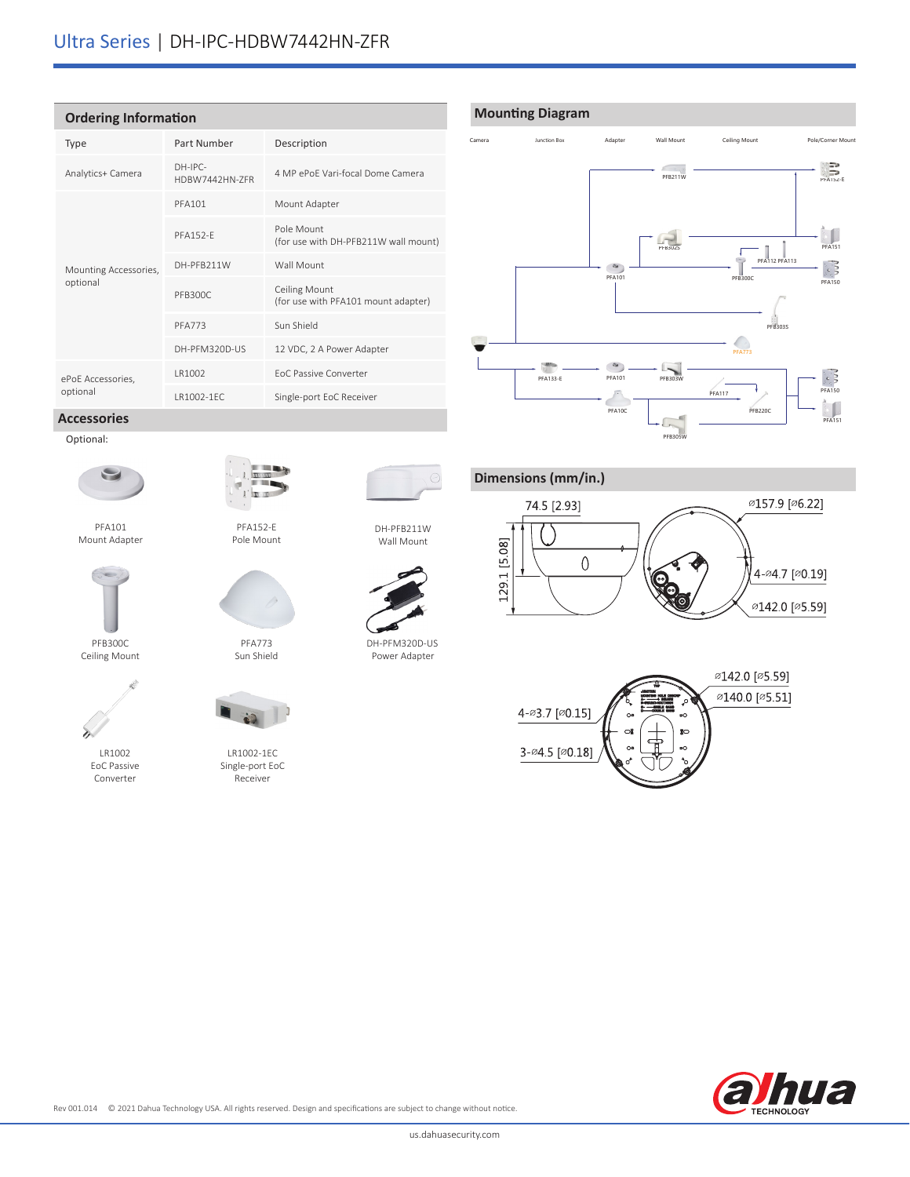## Ordering Information

| Type | Part Number | Description |
|---|---|---|
| Analytics+ Camera | DH-IPC-HDBW7442HN-ZFR | 4 MP ePoE Vari-focal Dome Camera |
| Mounting Accessories, optional | PFA101 | Mount Adapter |
| | PFA152-E | Pole Mount (for use with DH-PFB211W wall mount) |
| | DH-PFB211W | Wall Mount |
| | PFB300C | Ceiling Mount (for use with PFA101 mount adapter) |
| | PFA773 | Sun Shield |
| | DH-PFM320D-US | 12 VDC, 2 A Power Adapter |
| ePoE Accessories, optional | LR1002 | EoC Passive Converter |
| | LR1002-1EC | Single-port EoC Receiver |

## Accessories

Optional:

PFA101
Mount Adapter

PFA152-E
Pole Mount

DH-PFB211W
Wall Mount

PFB300C
Ceiling Mount

PFA773
Sun Shield

DH-PFM320D-US
Power Adapter

LR1002
EoC Passive Converter

LR1002-1EC
Single-port EoC Receiver

## Mounting Diagram

Camera
Junction Box
Adapter
Wall Mount
Ceiling Mount
Pole/Corner Mount

PFB211W
PFA152-E
PFB302S
PFA151
PFA101
PFA112 PFA113
PFB300C
PFA150
PFB303S
PFA773
PFA133-E
PFA101
PFB303W
PFA117
PFA150
PFA10C
PFB220C
PFA151
PFB305W

## Dimensions (mm/in.)

74.5 [2.93]
129.1 [5.08]
⌀157.9 [⌀6.22]
4-⌀4.7 [⌀0.19]
⌀142.0 [⌀5.59]
⌀142.0 [⌀5.59]
⌀140.0 [⌀5.51]
4-⌀3.7 [⌀0.15]
3-⌀4.5 [⌀0.18]

Rev 001.014 © 2021 Dahua Technology USA. All rights reserved. Design and specifications are subject to change without notice.

us.dahuasecurity.com